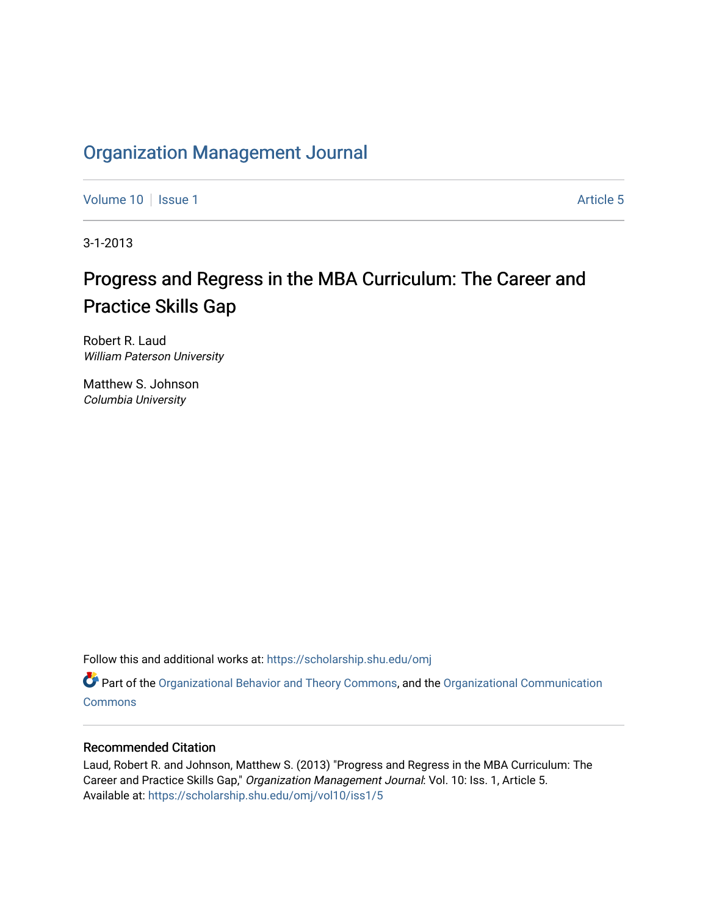# Organization Management Journal

Volume 10 | Issue 1 Article 5

3-1-2013

## Progress and Regress in the MBA Curriculum: The Career and Practice Skills Gap

Robert R. Laud
*William Paterson University*

Matthew S. Johnson
*Columbia University*

Follow this and additional works at: https://scholarship.shu.edu/omj

Part of the Organizational Behavior and Theory Commons, and the Organizational Communication Commons

### Recommended Citation

Laud, Robert R. and Johnson, Matthew S. (2013) "Progress and Regress in the MBA Curriculum: The Career and Practice Skills Gap," *Organization Management Journal*: Vol. 10: Iss. 1, Article 5.
Available at: https://scholarship.shu.edu/omj/vol10/iss1/5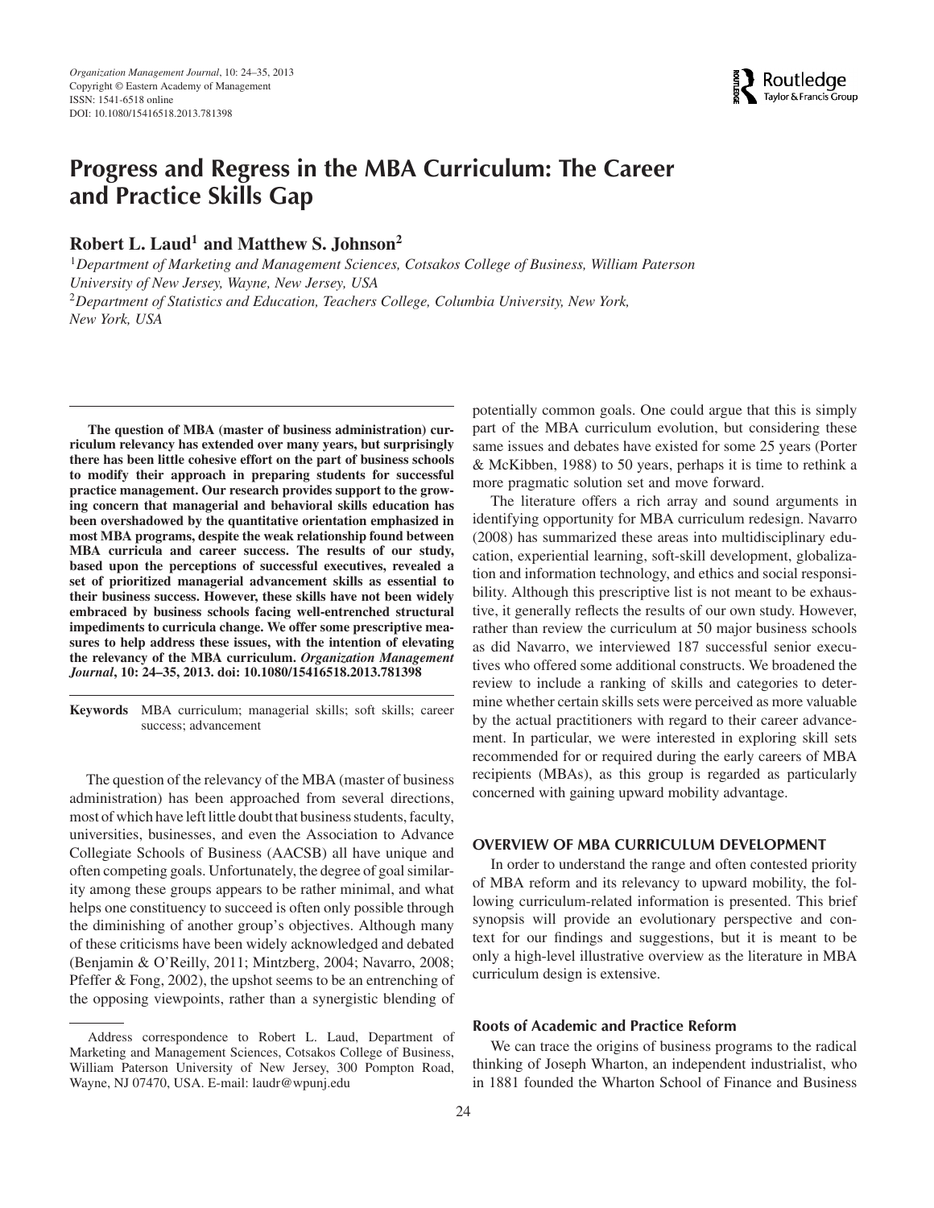# Progress and Regress in the MBA Curriculum: The Career and Practice Skills Gap

**Robert L. Laud[1] and Matthew S. Johnson[2]**

[1]*Department of Marketing and Management Sciences, Cotsakos College of Business, William Paterson University of New Jersey, Wayne, New Jersey, USA*
[2]*Department of Statistics and Education, Teachers College, Columbia University, New York, New York, USA*

**The question of MBA (master of business administration) curriculum relevancy has extended over many years, but surprisingly there has been little cohesive effort on the part of business schools to modify their approach in preparing students for successful practice management. Our research provides support to the growing concern that managerial and behavioral skills education has been overshadowed by the quantitative orientation emphasized in most MBA programs, despite the weak relationship found between MBA curricula and career success. The results of our study, based upon the perceptions of successful executives, revealed a set of prioritized managerial advancement skills as essential to their business success. However, these skills have not been widely embraced by business schools facing well-entrenched structural impediments to curricula change. We offer some prescriptive measures to help address these issues, with the intention of elevating the relevancy of the MBA curriculum. *Organization Management Journal*, 10: 24–35, 2013. doi: 10.1080/15416518.2013.781398**

**Keywords** MBA curriculum; managerial skills; soft skills; career success; advancement

The question of the relevancy of the MBA (master of business administration) has been approached from several directions, most of which have left little doubt that business students, faculty, universities, businesses, and even the Association to Advance Collegiate Schools of Business (AACSB) all have unique and often competing goals. Unfortunately, the degree of goal similarity among these groups appears to be rather minimal, and what helps one constituency to succeed is often only possible through the diminishing of another group's objectives. Although many of these criticisms have been widely acknowledged and debated (Benjamin & O'Reilly, 2011; Mintzberg, 2004; Navarro, 2008; Pfeffer & Fong, 2002), the upshot seems to be an entrenching of the opposing viewpoints, rather than a synergistic blending of potentially common goals. One could argue that this is simply part of the MBA curriculum evolution, but considering these same issues and debates have existed for some 25 years (Porter & McKibben, 1988) to 50 years, perhaps it is time to rethink a more pragmatic solution set and move forward.

The literature offers a rich array and sound arguments in identifying opportunity for MBA curriculum redesign. Navarro (2008) has summarized these areas into multidisciplinary education, experiential learning, soft-skill development, globalization and information technology, and ethics and social responsibility. Although this prescriptive list is not meant to be exhaustive, it generally reflects the results of our own study. However, rather than review the curriculum at 50 major business schools as did Navarro, we interviewed 187 successful senior executives who offered some additional constructs. We broadened the review to include a ranking of skills and categories to determine whether certain skills sets were perceived as more valuable by the actual practitioners with regard to their career advancement. In particular, we were interested in exploring skill sets recommended for or required during the early careers of MBA recipients (MBAs), as this group is regarded as particularly concerned with gaining upward mobility advantage.

## OVERVIEW OF MBA CURRICULUM DEVELOPMENT

In order to understand the range and often contested priority of MBA reform and its relevancy to upward mobility, the following curriculum-related information is presented. This brief synopsis will provide an evolutionary perspective and context for our findings and suggestions, but it is meant to be only a high-level illustrative overview as the literature in MBA curriculum design is extensive.

### Roots of Academic and Practice Reform

We can trace the origins of business programs to the radical thinking of Joseph Wharton, an independent industrialist, who in 1881 founded the Wharton School of Finance and Business

Address correspondence to Robert L. Laud, Department of Marketing and Management Sciences, Cotsakos College of Business, William Paterson University of New Jersey, 300 Pompton Road, Wayne, NJ 07470, USA. E-mail: laudr@wpunj.edu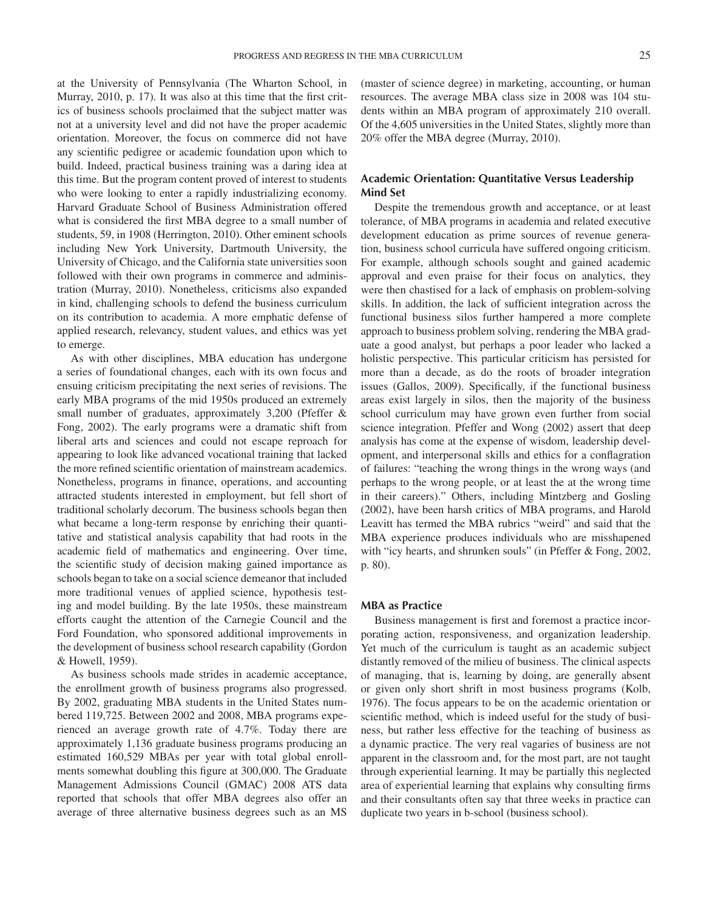at the University of Pennsylvania (The Wharton School, in Murray, 2010, p. 17). It was also at this time that the first critics of business schools proclaimed that the subject matter was not at a university level and did not have the proper academic orientation. Moreover, the focus on commerce did not have any scientific pedigree or academic foundation upon which to build. Indeed, practical business training was a daring idea at this time. But the program content proved of interest to students who were looking to enter a rapidly industrializing economy. Harvard Graduate School of Business Administration offered what is considered the first MBA degree to a small number of students, 59, in 1908 (Herrington, 2010). Other eminent schools including New York University, Dartmouth University, the University of Chicago, and the California state universities soon followed with their own programs in commerce and administration (Murray, 2010). Nonetheless, criticisms also expanded in kind, challenging schools to defend the business curriculum on its contribution to academia. A more emphatic defense of applied research, relevancy, student values, and ethics was yet to emerge.

As with other disciplines, MBA education has undergone a series of foundational changes, each with its own focus and ensuing criticism precipitating the next series of revisions. The early MBA programs of the mid 1950s produced an extremely small number of graduates, approximately 3,200 (Pfeffer & Fong, 2002). The early programs were a dramatic shift from liberal arts and sciences and could not escape reproach for appearing to look like advanced vocational training that lacked the more refined scientific orientation of mainstream academics. Nonetheless, programs in finance, operations, and accounting attracted students interested in employment, but fell short of traditional scholarly decorum. The business schools began then what became a long-term response by enriching their quantitative and statistical analysis capability that had roots in the academic field of mathematics and engineering. Over time, the scientific study of decision making gained importance as schools began to take on a social science demeanor that included more traditional venues of applied science, hypothesis testing and model building. By the late 1950s, these mainstream efforts caught the attention of the Carnegie Council and the Ford Foundation, who sponsored additional improvements in the development of business school research capability (Gordon & Howell, 1959).

As business schools made strides in academic acceptance, the enrollment growth of business programs also progressed. By 2002, graduating MBA students in the United States numbered 119,725. Between 2002 and 2008, MBA programs experienced an average growth rate of 4.7%. Today there are approximately 1,136 graduate business programs producing an estimated 160,529 MBAs per year with total global enrollments somewhat doubling this figure at 300,000. The Graduate Management Admissions Council (GMAC) 2008 ATS data reported that schools that offer MBA degrees also offer an average of three alternative business degrees such as an MS (master of science degree) in marketing, accounting, or human resources. The average MBA class size in 2008 was 104 students within an MBA program of approximately 210 overall. Of the 4,605 universities in the United States, slightly more than 20% offer the MBA degree (Murray, 2010).

### Academic Orientation: Quantitative Versus Leadership Mind Set

Despite the tremendous growth and acceptance, or at least tolerance, of MBA programs in academia and related executive development education as prime sources of revenue generation, business school curricula have suffered ongoing criticism. For example, although schools sought and gained academic approval and even praise for their focus on analytics, they were then chastised for a lack of emphasis on problem-solving skills. In addition, the lack of sufficient integration across the functional business silos further hampered a more complete approach to business problem solving, rendering the MBA graduate a good analyst, but perhaps a poor leader who lacked a holistic perspective. This particular criticism has persisted for more than a decade, as do the roots of broader integration issues (Gallos, 2009). Specifically, if the functional business areas exist largely in silos, then the majority of the business school curriculum may have grown even further from social science integration. Pfeffer and Wong (2002) assert that deep analysis has come at the expense of wisdom, leadership development, and interpersonal skills and ethics for a conflagration of failures: "teaching the wrong things in the wrong ways (and perhaps to the wrong people, or at least the at the wrong time in their careers)." Others, including Mintzberg and Gosling (2002), have been harsh critics of MBA programs, and Harold Leavitt has termed the MBA rubrics "weird" and said that the MBA experience produces individuals who are misshapened with "icy hearts, and shrunken souls" (in Pfeffer & Fong, 2002, p. 80).

### MBA as Practice

Business management is first and foremost a practice incorporating action, responsiveness, and organization leadership. Yet much of the curriculum is taught as an academic subject distantly removed of the milieu of business. The clinical aspects of managing, that is, learning by doing, are generally absent or given only short shrift in most business programs (Kolb, 1976). The focus appears to be on the academic orientation or scientific method, which is indeed useful for the study of business, but rather less effective for the teaching of business as a dynamic practice. The very real vagaries of business are not apparent in the classroom and, for the most part, are not taught through experiential learning. It may be partially this neglected area of experiential learning that explains why consulting firms and their consultants often say that three weeks in practice can duplicate two years in b-school (business school).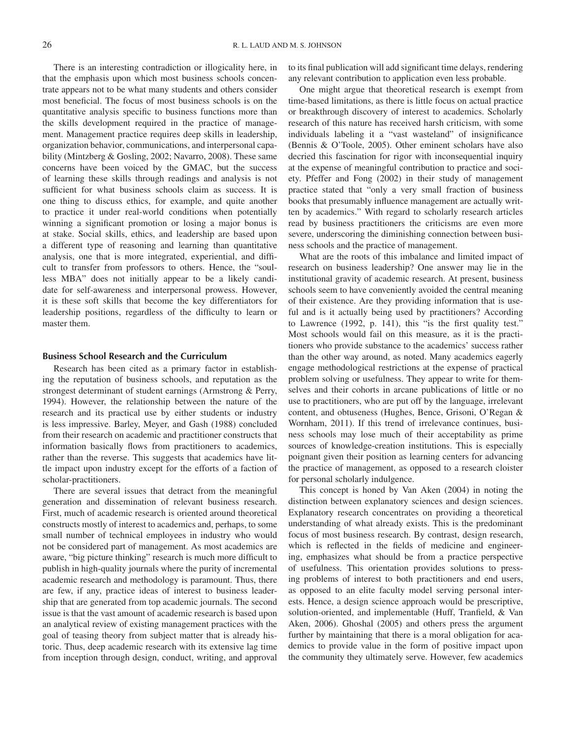There is an interesting contradiction or illogicality here, in that the emphasis upon which most business schools concentrate appears not to be what many students and others consider most beneficial. The focus of most business schools is on the quantitative analysis specific to business functions more than the skills development required in the practice of management. Management practice requires deep skills in leadership, organization behavior, communications, and interpersonal capability (Mintzberg & Gosling, 2002; Navarro, 2008). These same concerns have been voiced by the GMAC, but the success of learning these skills through readings and analysis is not sufficient for what business schools claim as success. It is one thing to discuss ethics, for example, and quite another to practice it under real-world conditions when potentially winning a significant promotion or losing a major bonus is at stake. Social skills, ethics, and leadership are based upon a different type of reasoning and learning than quantitative analysis, one that is more integrated, experiential, and difficult to transfer from professors to others. Hence, the "soulless MBA" does not initially appear to be a likely candidate for self-awareness and interpersonal prowess. However, it is these soft skills that become the key differentiators for leadership positions, regardless of the difficulty to learn or master them.

## Business School Research and the Curriculum

Research has been cited as a primary factor in establishing the reputation of business schools, and reputation as the strongest determinant of student earnings (Armstrong & Perry, 1994). However, the relationship between the nature of the research and its practical use by either students or industry is less impressive. Barley, Meyer, and Gash (1988) concluded from their research on academic and practitioner constructs that information basically flows from practitioners to academics, rather than the reverse. This suggests that academics have little impact upon industry except for the efforts of a faction of scholar-practitioners.

There are several issues that detract from the meaningful generation and dissemination of relevant business research. First, much of academic research is oriented around theoretical constructs mostly of interest to academics and, perhaps, to some small number of technical employees in industry who would not be considered part of management. As most academics are aware, "big picture thinking" research is much more difficult to publish in high-quality journals where the purity of incremental academic research and methodology is paramount. Thus, there are few, if any, practice ideas of interest to business leadership that are generated from top academic journals. The second issue is that the vast amount of academic research is based upon an analytical review of existing management practices with the goal of teasing theory from subject matter that is already historic. Thus, deep academic research with its extensive lag time from inception through design, conduct, writing, and approval to its final publication will add significant time delays, rendering any relevant contribution to application even less probable.

One might argue that theoretical research is exempt from time-based limitations, as there is little focus on actual practice or breakthrough discovery of interest to academics. Scholarly research of this nature has received harsh criticism, with some individuals labeling it a "vast wasteland" of insignificance (Bennis & O'Toole, 2005). Other eminent scholars have also decried this fascination for rigor with inconsequential inquiry at the expense of meaningful contribution to practice and society. Pfeffer and Fong (2002) in their study of management practice stated that "only a very small fraction of business books that presumably influence management are actually written by academics." With regard to scholarly research articles read by business practitioners the criticisms are even more severe, underscoring the diminishing connection between business schools and the practice of management.

What are the roots of this imbalance and limited impact of research on business leadership? One answer may lie in the institutional gravity of academic research. At present, business schools seem to have conveniently avoided the central meaning of their existence. Are they providing information that is useful and is it actually being used by practitioners? According to Lawrence (1992, p. 141), this "is the first quality test." Most schools would fail on this measure, as it is the practitioners who provide substance to the academics' success rather than the other way around, as noted. Many academics eagerly engage methodological restrictions at the expense of practical problem solving or usefulness. They appear to write for themselves and their cohorts in arcane publications of little or no use to practitioners, who are put off by the language, irrelevant content, and obtuseness (Hughes, Bence, Grisoni, O'Regan & Wornham, 2011). If this trend of irrelevance continues, business schools may lose much of their acceptability as prime sources of knowledge-creation institutions. This is especially poignant given their position as learning centers for advancing the practice of management, as opposed to a research cloister for personal scholarly indulgence.

This concept is honed by Van Aken (2004) in noting the distinction between explanatory sciences and design sciences. Explanatory research concentrates on providing a theoretical understanding of what already exists. This is the predominant focus of most business research. By contrast, design research, which is reflected in the fields of medicine and engineering, emphasizes what should be from a practice perspective of usefulness. This orientation provides solutions to pressing problems of interest to both practitioners and end users, as opposed to an elite faculty model serving personal interests. Hence, a design science approach would be prescriptive, solution-oriented, and implementable (Huff, Tranfield, & Van Aken, 2006). Ghoshal (2005) and others press the argument further by maintaining that there is a moral obligation for academics to provide value in the form of positive impact upon the community they ultimately serve. However, few academics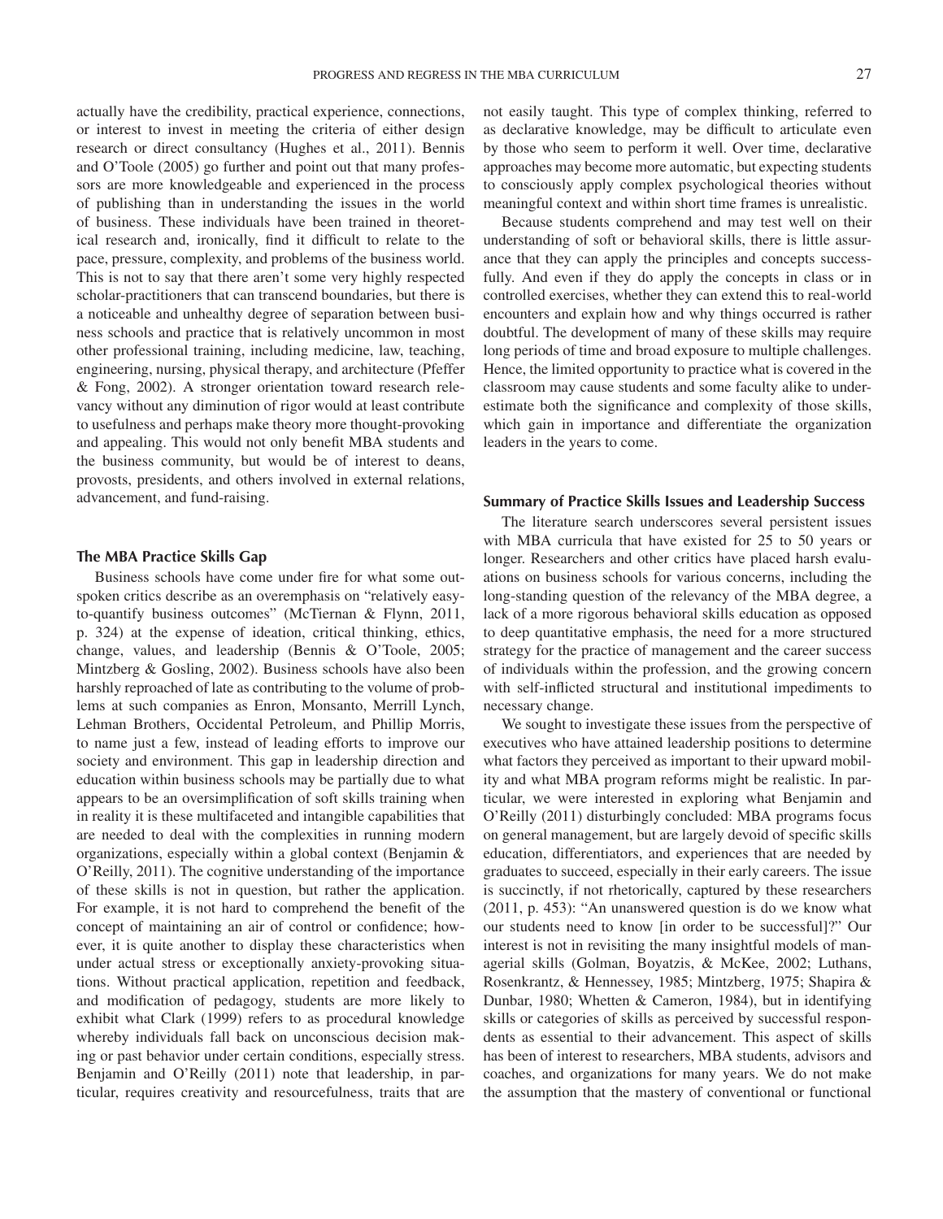actually have the credibility, practical experience, connections, or interest to invest in meeting the criteria of either design research or direct consultancy (Hughes et al., 2011). Bennis and O'Toole (2005) go further and point out that many professors are more knowledgeable and experienced in the process of publishing than in understanding the issues in the world of business. These individuals have been trained in theoretical research and, ironically, find it difficult to relate to the pace, pressure, complexity, and problems of the business world. This is not to say that there aren't some very highly respected scholar-practitioners that can transcend boundaries, but there is a noticeable and unhealthy degree of separation between business schools and practice that is relatively uncommon in most other professional training, including medicine, law, teaching, engineering, nursing, physical therapy, and architecture (Pfeffer & Fong, 2002). A stronger orientation toward research relevancy without any diminution of rigor would at least contribute to usefulness and perhaps make theory more thought-provoking and appealing. This would not only benefit MBA students and the business community, but would be of interest to deans, provosts, presidents, and others involved in external relations, advancement, and fund-raising.

## The MBA Practice Skills Gap

Business schools have come under fire for what some outspoken critics describe as an overemphasis on "relatively easy-to-quantify business outcomes" (McTiernan & Flynn, 2011, p. 324) at the expense of ideation, critical thinking, ethics, change, values, and leadership (Bennis & O'Toole, 2005; Mintzberg & Gosling, 2002). Business schools have also been harshly reproached of late as contributing to the volume of problems at such companies as Enron, Monsanto, Merrill Lynch, Lehman Brothers, Occidental Petroleum, and Phillip Morris, to name just a few, instead of leading efforts to improve our society and environment. This gap in leadership direction and education within business schools may be partially due to what appears to be an oversimplification of soft skills training when in reality it is these multifaceted and intangible capabilities that are needed to deal with the complexities in running modern organizations, especially within a global context (Benjamin & O'Reilly, 2011). The cognitive understanding of the importance of these skills is not in question, but rather the application. For example, it is not hard to comprehend the benefit of the concept of maintaining an air of control or confidence; however, it is quite another to display these characteristics when under actual stress or exceptionally anxiety-provoking situations. Without practical application, repetition and feedback, and modification of pedagogy, students are more likely to exhibit what Clark (1999) refers to as procedural knowledge whereby individuals fall back on unconscious decision making or past behavior under certain conditions, especially stress. Benjamin and O'Reilly (2011) note that leadership, in particular, requires creativity and resourcefulness, traits that are not easily taught. This type of complex thinking, referred to as declarative knowledge, may be difficult to articulate even by those who seem to perform it well. Over time, declarative approaches may become more automatic, but expecting students to consciously apply complex psychological theories without meaningful context and within short time frames is unrealistic.

Because students comprehend and may test well on their understanding of soft or behavioral skills, there is little assurance that they can apply the principles and concepts successfully. And even if they do apply the concepts in class or in controlled exercises, whether they can extend this to real-world encounters and explain how and why things occurred is rather doubtful. The development of many of these skills may require long periods of time and broad exposure to multiple challenges. Hence, the limited opportunity to practice what is covered in the classroom may cause students and some faculty alike to underestimate both the significance and complexity of those skills, which gain in importance and differentiate the organization leaders in the years to come.

## Summary of Practice Skills Issues and Leadership Success

The literature search underscores several persistent issues with MBA curricula that have existed for 25 to 50 years or longer. Researchers and other critics have placed harsh evaluations on business schools for various concerns, including the long-standing question of the relevancy of the MBA degree, a lack of a more rigorous behavioral skills education as opposed to deep quantitative emphasis, the need for a more structured strategy for the practice of management and the career success of individuals within the profession, and the growing concern with self-inflicted structural and institutional impediments to necessary change.

We sought to investigate these issues from the perspective of executives who have attained leadership positions to determine what factors they perceived as important to their upward mobility and what MBA program reforms might be realistic. In particular, we were interested in exploring what Benjamin and O'Reilly (2011) disturbingly concluded: MBA programs focus on general management, but are largely devoid of specific skills education, differentiators, and experiences that are needed by graduates to succeed, especially in their early careers. The issue is succinctly, if not rhetorically, captured by these researchers (2011, p. 453): "An unanswered question is do we know what our students need to know [in order to be successful]?" Our interest is not in revisiting the many insightful models of managerial skills (Golman, Boyatzis, & McKee, 2002; Luthans, Rosenkrantz, & Hennessey, 1985; Mintzberg, 1975; Shapira & Dunbar, 1980; Whetten & Cameron, 1984), but in identifying skills or categories of skills as perceived by successful respondents as essential to their advancement. This aspect of skills has been of interest to researchers, MBA students, advisors and coaches, and organizations for many years. We do not make the assumption that the mastery of conventional or functional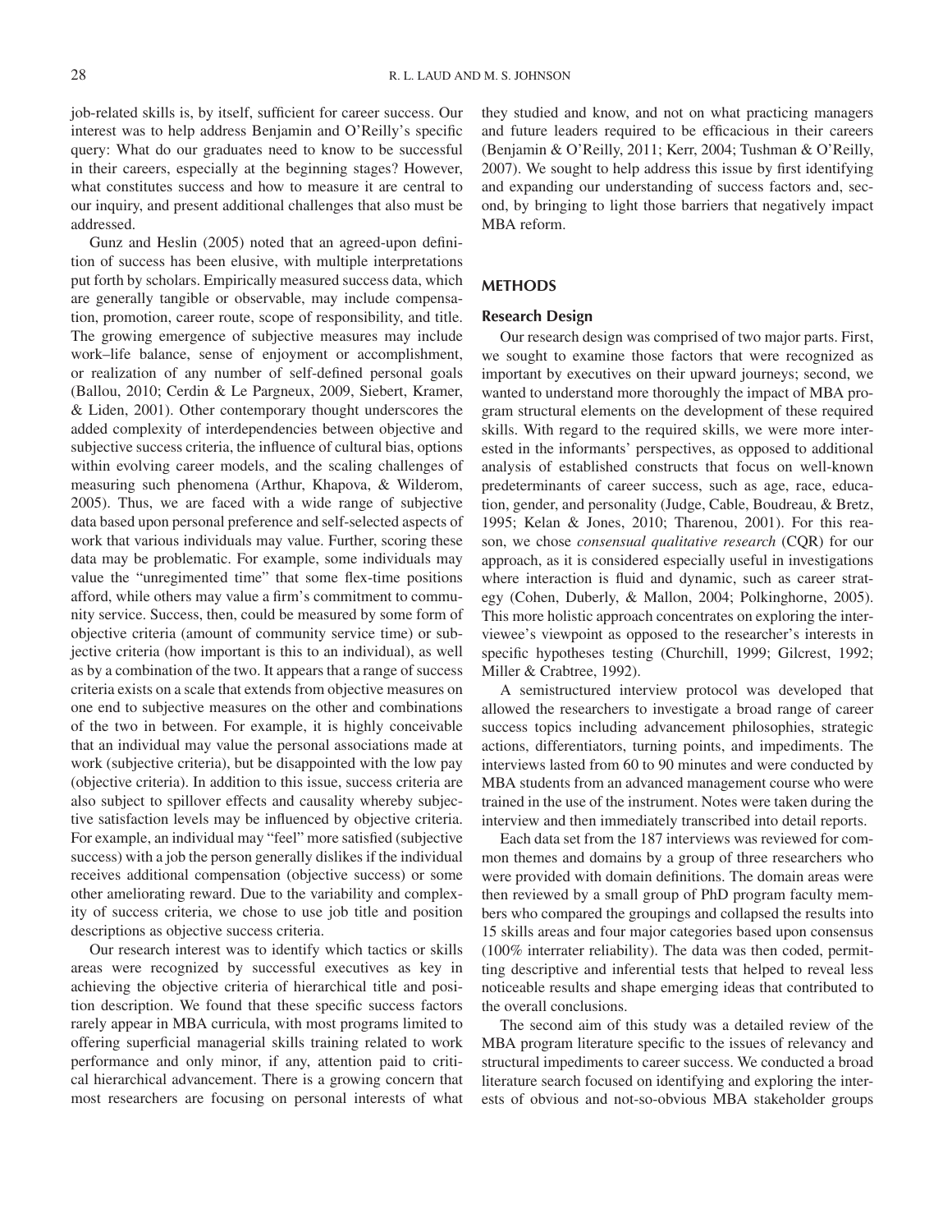job-related skills is, by itself, sufficient for career success. Our interest was to help address Benjamin and O'Reilly's specific query: What do our graduates need to know to be successful in their careers, especially at the beginning stages? However, what constitutes success and how to measure it are central to our inquiry, and present additional challenges that also must be addressed.

Gunz and Heslin (2005) noted that an agreed-upon definition of success has been elusive, with multiple interpretations put forth by scholars. Empirically measured success data, which are generally tangible or observable, may include compensation, promotion, career route, scope of responsibility, and title. The growing emergence of subjective measures may include work–life balance, sense of enjoyment or accomplishment, or realization of any number of self-defined personal goals (Ballou, 2010; Cerdin & Le Pargneux, 2009, Siebert, Kramer, & Liden, 2001). Other contemporary thought underscores the added complexity of interdependencies between objective and subjective success criteria, the influence of cultural bias, options within evolving career models, and the scaling challenges of measuring such phenomena (Arthur, Khapova, & Wilderom, 2005). Thus, we are faced with a wide range of subjective data based upon personal preference and self-selected aspects of work that various individuals may value. Further, scoring these data may be problematic. For example, some individuals may value the "unregimented time" that some flex-time positions afford, while others may value a firm's commitment to community service. Success, then, could be measured by some form of objective criteria (amount of community service time) or subjective criteria (how important is this to an individual), as well as by a combination of the two. It appears that a range of success criteria exists on a scale that extends from objective measures on one end to subjective measures on the other and combinations of the two in between. For example, it is highly conceivable that an individual may value the personal associations made at work (subjective criteria), but be disappointed with the low pay (objective criteria). In addition to this issue, success criteria are also subject to spillover effects and causality whereby subjective satisfaction levels may be influenced by objective criteria. For example, an individual may "feel" more satisfied (subjective success) with a job the person generally dislikes if the individual receives additional compensation (objective success) or some other ameliorating reward. Due to the variability and complexity of success criteria, we chose to use job title and position descriptions as objective success criteria.

Our research interest was to identify which tactics or skills areas were recognized by successful executives as key in achieving the objective criteria of hierarchical title and position description. We found that these specific success factors rarely appear in MBA curricula, with most programs limited to offering superficial managerial skills training related to work performance and only minor, if any, attention paid to critical hierarchical advancement. There is a growing concern that most researchers are focusing on personal interests of what they studied and know, and not on what practicing managers and future leaders required to be efficacious in their careers (Benjamin & O'Reilly, 2011; Kerr, 2004; Tushman & O'Reilly, 2007). We sought to help address this issue by first identifying and expanding our understanding of success factors and, second, by bringing to light those barriers that negatively impact MBA reform.

## METHODS

### Research Design

Our research design was comprised of two major parts. First, we sought to examine those factors that were recognized as important by executives on their upward journeys; second, we wanted to understand more thoroughly the impact of MBA program structural elements on the development of these required skills. With regard to the required skills, we were more interested in the informants' perspectives, as opposed to additional analysis of established constructs that focus on well-known predeterminants of career success, such as age, race, education, gender, and personality (Judge, Cable, Boudreau, & Bretz, 1995; Kelan & Jones, 2010; Tharenou, 2001). For this reason, we chose *consensual qualitative research* (CQR) for our approach, as it is considered especially useful in investigations where interaction is fluid and dynamic, such as career strategy (Cohen, Duberly, & Mallon, 2004; Polkinghorne, 2005). This more holistic approach concentrates on exploring the interviewee's viewpoint as opposed to the researcher's interests in specific hypotheses testing (Churchill, 1999; Gilcrest, 1992; Miller & Crabtree, 1992).

A semistructured interview protocol was developed that allowed the researchers to investigate a broad range of career success topics including advancement philosophies, strategic actions, differentiators, turning points, and impediments. The interviews lasted from 60 to 90 minutes and were conducted by MBA students from an advanced management course who were trained in the use of the instrument. Notes were taken during the interview and then immediately transcribed into detail reports.

Each data set from the 187 interviews was reviewed for common themes and domains by a group of three researchers who were provided with domain definitions. The domain areas were then reviewed by a small group of PhD program faculty members who compared the groupings and collapsed the results into 15 skills areas and four major categories based upon consensus (100% interrater reliability). The data was then coded, permitting descriptive and inferential tests that helped to reveal less noticeable results and shape emerging ideas that contributed to the overall conclusions.

The second aim of this study was a detailed review of the MBA program literature specific to the issues of relevancy and structural impediments to career success. We conducted a broad literature search focused on identifying and exploring the interests of obvious and not-so-obvious MBA stakeholder groups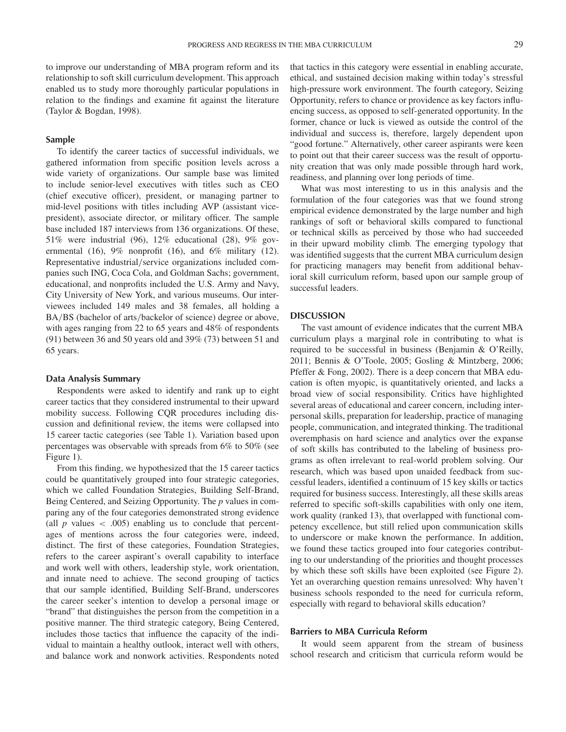to improve our understanding of MBA program reform and its relationship to soft skill curriculum development. This approach enabled us to study more thoroughly particular populations in relation to the findings and examine fit against the literature (Taylor & Bogdan, 1998).

### Sample

To identify the career tactics of successful individuals, we gathered information from specific position levels across a wide variety of organizations. Our sample base was limited to include senior-level executives with titles such as CEO (chief executive officer), president, or managing partner to mid-level positions with titles including AVP (assistant vice-president), associate director, or military officer. The sample base included 187 interviews from 136 organizations. Of these, 51% were industrial (96), 12% educational (28), 9% governmental (16), 9% nonprofit (16), and 6% military (12). Representative industrial/service organizations included companies such ING, Coca Cola, and Goldman Sachs; government, educational, and nonprofits included the U.S. Army and Navy, City University of New York, and various museums. Our interviewees included 149 males and 38 females, all holding a BA/BS (bachelor of arts/backelor of science) degree or above, with ages ranging from 22 to 65 years and 48% of respondents (91) between 36 and 50 years old and 39% (73) between 51 and 65 years.

### Data Analysis Summary

Respondents were asked to identify and rank up to eight career tactics that they considered instrumental to their upward mobility success. Following CQR procedures including discussion and definitional review, the items were collapsed into 15 career tactic categories (see Table 1). Variation based upon percentages was observable with spreads from 6% to 50% (see Figure 1).

From this finding, we hypothesized that the 15 career tactics could be quantitatively grouped into four strategic categories, which we called Foundation Strategies, Building Self-Brand, Being Centered, and Seizing Opportunity. The $p$ values in comparing any of the four categories demonstrated strong evidence (all $p$ values $< .005$) enabling us to conclude that percentages of mentions across the four categories were, indeed, distinct. The first of these categories, Foundation Strategies, refers to the career aspirant's overall capability to interface and work well with others, leadership style, work orientation, and innate need to achieve. The second grouping of tactics that our sample identified, Building Self-Brand, underscores the career seeker's intention to develop a personal image or "brand" that distinguishes the person from the competition in a positive manner. The third strategic category, Being Centered, includes those tactics that influence the capacity of the individual to maintain a healthy outlook, interact well with others, and balance work and nonwork activities. Respondents noted that tactics in this category were essential in enabling accurate, ethical, and sustained decision making within today's stressful high-pressure work environment. The fourth category, Seizing Opportunity, refers to chance or providence as key factors influencing success, as opposed to self-generated opportunity. In the former, chance or luck is viewed as outside the control of the individual and success is, therefore, largely dependent upon "good fortune." Alternatively, other career aspirants were keen to point out that their career success was the result of opportunity creation that was only made possible through hard work, readiness, and planning over long periods of time.

What was most interesting to us in this analysis and the formulation of the four categories was that we found strong empirical evidence demonstrated by the large number and high rankings of soft or behavioral skills compared to functional or technical skills as perceived by those who had succeeded in their upward mobility climb. The emerging typology that was identified suggests that the current MBA curriculum design for practicing managers may benefit from additional behavioral skill curriculum reform, based upon our sample group of successful leaders.

## DISCUSSION

The vast amount of evidence indicates that the current MBA curriculum plays a marginal role in contributing to what is required to be successful in business (Benjamin & O'Reilly, 2011; Bennis & O'Toole, 2005; Gosling & Mintzberg, 2006; Pfeffer & Fong, 2002). There is a deep concern that MBA education is often myopic, is quantitatively oriented, and lacks a broad view of social responsibility. Critics have highlighted several areas of educational and career concern, including interpersonal skills, preparation for leadership, practice of managing people, communication, and integrated thinking. The traditional overemphasis on hard science and analytics over the expanse of soft skills has contributed to the labeling of business programs as often irrelevant to real-world problem solving. Our research, which was based upon unaided feedback from successful leaders, identified a continuum of 15 key skills or tactics required for business success. Interestingly, all these skills areas referred to specific soft-skills capabilities with only one item, work quality (ranked 13), that overlapped with functional competency excellence, but still relied upon communication skills to underscore or make known the performance. In addition, we found these tactics grouped into four categories contributing to our understanding of the priorities and thought processes by which these soft skills have been exploited (see Figure 2). Yet an overarching question remains unresolved: Why haven't business schools responded to the need for curricula reform, especially with regard to behavioral skills education?

### Barriers to MBA Curricula Reform

It would seem apparent from the stream of business school research and criticism that curricula reform would be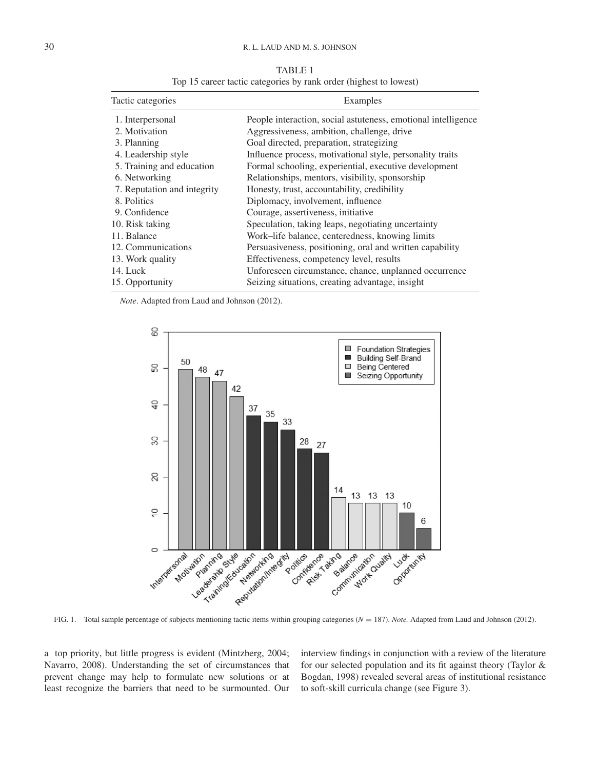TABLE 1
Top 15 career tactic categories by rank order (highest to lowest)

| Tactic categories | Examples |
|---|---|
| 1. Interpersonal | People interaction, social astuteness, emotional intelligence |
| 2. Motivation | Aggressiveness, ambition, challenge, drive |
| 3. Planning | Goal directed, preparation, strategizing |
| 4. Leadership style | Influence process, motivational style, personality traits |
| 5. Training and education | Formal schooling, experiential, executive development |
| 6. Networking | Relationships, mentors, visibility, sponsorship |
| 7. Reputation and integrity | Honesty, trust, accountability, credibility |
| 8. Politics | Diplomacy, involvement, influence |
| 9. Confidence | Courage, assertiveness, initiative |
| 10. Risk taking | Speculation, taking leaps, negotiating uncertainty |
| 11. Balance | Work–life balance, centeredness, knowing limits |
| 12. Communications | Persuasiveness, positioning, oral and written capability |
| 13. Work quality | Effectiveness, competency level, results |
| 14. Luck | Unforeseen circumstance, chance, unplanned occurrence |
| 15. Opportunity | Seizing situations, creating advantage, insight |

*Note*. Adapted from Laud and Johnson (2012).

FIG. 1. Total sample percentage of subjects mentioning tactic items within grouping categories ($N = 187$). *Note.* Adapted from Laud and Johnson (2012).

a top priority, but little progress is evident (Mintzberg, 2004; Navarro, 2008). Understanding the set of circumstances that prevent change may help to formulate new solutions or at least recognize the barriers that need to be surmounted. Our interview findings in conjunction with a review of the literature for our selected population and its fit against theory (Taylor & Bogdan, 1998) revealed several areas of institutional resistance to soft-skill curricula change (see Figure 3).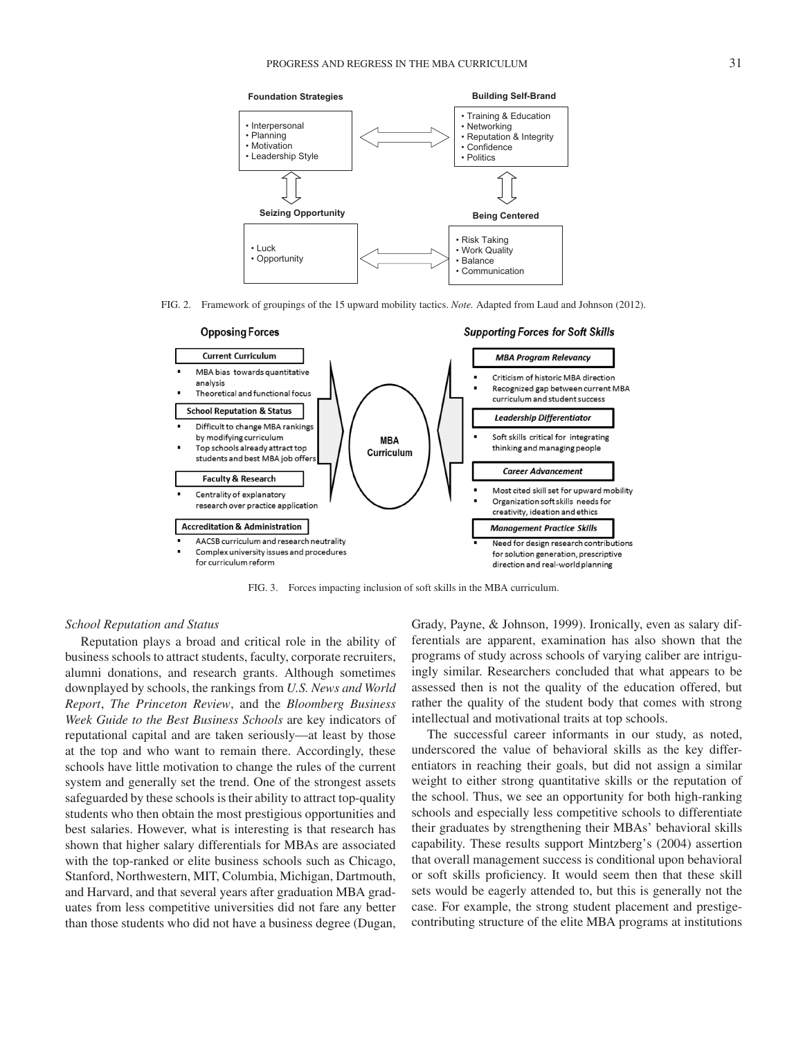**Foundation Strategies**

- Interpersonal
- Planning
- Motivation
- Leadership Style

**Building Self-Brand**

- Training & Education
- Networking
- Reputation & Integrity
- Confidence
- Politics

**Seizing Opportunity**

- Luck
- Opportunity

**Being Centered**

- Risk Taking
- Work Quality
- Balance
- Communication

FIG. 2. Framework of groupings of the 15 upward mobility tactics. *Note.* Adapted from Laud and Johnson (2012).

**Opposing Forces**

**Current Curriculum**

- MBA bias towards quantitative analysis
- Theoretical and functional focus

**School Reputation & Status**

- Difficult to change MBA rankings by modifying curriculum
- Top schools already attract top students and best MBA job offers

**Faculty & Research**

- Centrality of explanatory research over practice application

**Accreditation & Administration**

- AACSB curriculum and research neutrality
- Complex university issues and procedures for curriculum reform

**MBA Curriculum**

***Supporting Forces for Soft Skills***

***MBA Program Relevancy***

- Criticism of historic MBA direction
- Recognized gap between current MBA curriculum and student success

***Leadership Differentiator***

- Soft skills critical for integrating thinking and managing people

***Career Advancement***

- Most cited skill set for upward mobility
- Organization soft skills needs for creativity, ideation and ethics

***Management Practice Skills***

- Need for design research contributions for solution generation, prescriptive direction and real-world planning

FIG. 3. Forces impacting inclusion of soft skills in the MBA curriculum.

### *School Reputation and Status*

Reputation plays a broad and critical role in the ability of business schools to attract students, faculty, corporate recruiters, alumni donations, and research grants. Although sometimes downplayed by schools, the rankings from *U.S. News and World Report*, *The Princeton Review*, and the *Bloomberg Business Week Guide to the Best Business Schools* are key indicators of reputational capital and are taken seriously—at least by those at the top and who want to remain there. Accordingly, these schools have little motivation to change the rules of the current system and generally set the trend. One of the strongest assets safeguarded by these schools is their ability to attract top-quality students who then obtain the most prestigious opportunities and best salaries. However, what is interesting is that research has shown that higher salary differentials for MBAs are associated with the top-ranked or elite business schools such as Chicago, Stanford, Northwestern, MIT, Columbia, Michigan, Dartmouth, and Harvard, and that several years after graduation MBA graduates from less competitive universities did not fare any better than those students who did not have a business degree (Dugan, Grady, Payne, & Johnson, 1999). Ironically, even as salary differentials are apparent, examination has also shown that the programs of study across schools of varying caliber are intriguingly similar. Researchers concluded that what appears to be assessed then is not the quality of the education offered, but rather the quality of the student body that comes with strong intellectual and motivational traits at top schools.

The successful career informants in our study, as noted, underscored the value of behavioral skills as the key differentiators in reaching their goals, but did not assign a similar weight to either strong quantitative skills or the reputation of the school. Thus, we see an opportunity for both high-ranking schools and especially less competitive schools to differentiate their graduates by strengthening their MBAs' behavioral skills capability. These results support Mintzberg's (2004) assertion that overall management success is conditional upon behavioral or soft skills proficiency. It would seem then that these skill sets would be eagerly attended to, but this is generally not the case. For example, the strong student placement and prestige-contributing structure of the elite MBA programs at institutions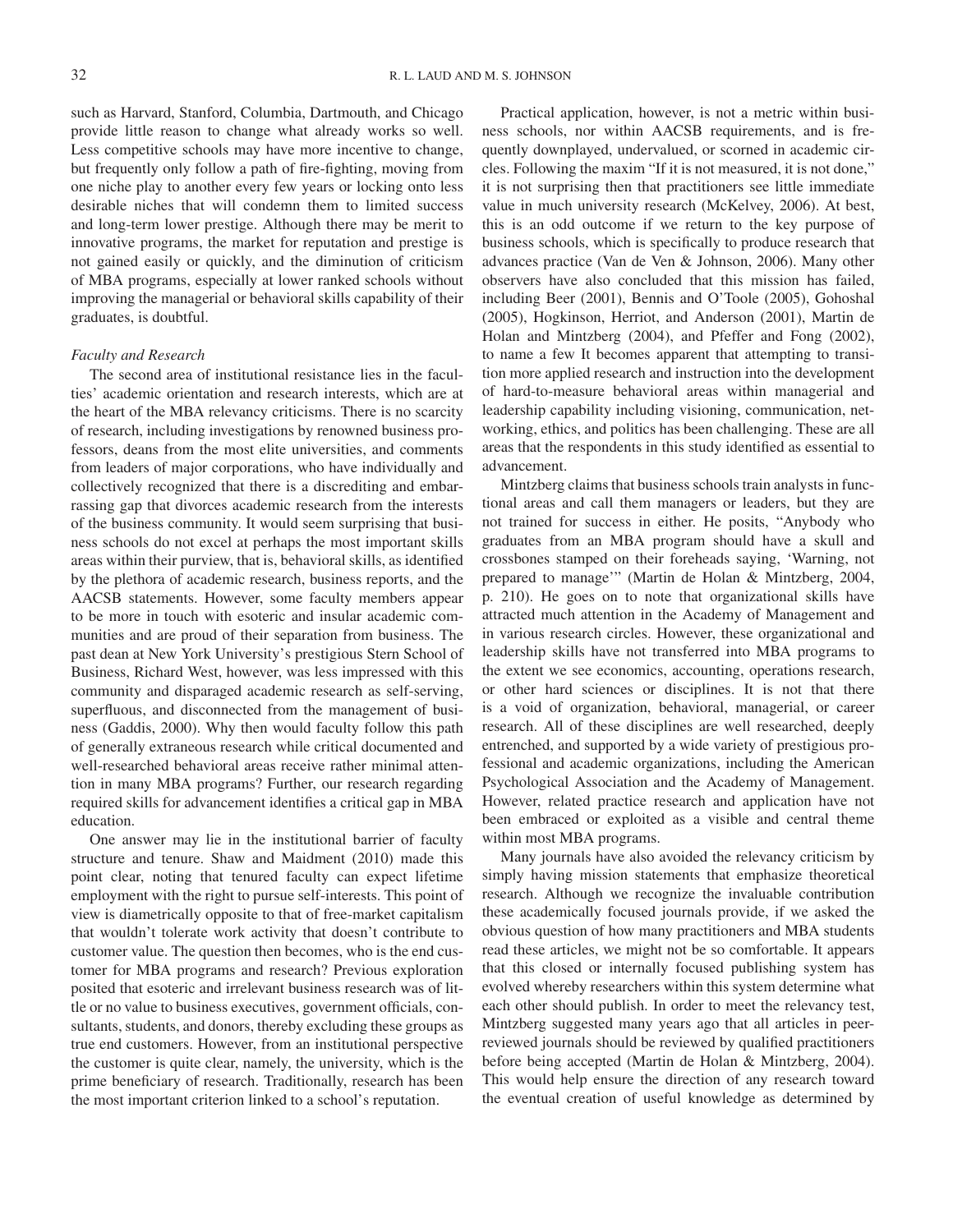such as Harvard, Stanford, Columbia, Dartmouth, and Chicago provide little reason to change what already works so well. Less competitive schools may have more incentive to change, but frequently only follow a path of fire-fighting, moving from one niche play to another every few years or locking onto less desirable niches that will condemn them to limited success and long-term lower prestige. Although there may be merit to innovative programs, the market for reputation and prestige is not gained easily or quickly, and the diminution of criticism of MBA programs, especially at lower ranked schools without improving the managerial or behavioral skills capability of their graduates, is doubtful.

### *Faculty and Research*

The second area of institutional resistance lies in the faculties' academic orientation and research interests, which are at the heart of the MBA relevancy criticisms. There is no scarcity of research, including investigations by renowned business professors, deans from the most elite universities, and comments from leaders of major corporations, who have individually and collectively recognized that there is a discrediting and embarrassing gap that divorces academic research from the interests of the business community. It would seem surprising that business schools do not excel at perhaps the most important skills areas within their purview, that is, behavioral skills, as identified by the plethora of academic research, business reports, and the AACSB statements. However, some faculty members appear to be more in touch with esoteric and insular academic communities and are proud of their separation from business. The past dean at New York University's prestigious Stern School of Business, Richard West, however, was less impressed with this community and disparaged academic research as self-serving, superfluous, and disconnected from the management of business (Gaddis, 2000). Why then would faculty follow this path of generally extraneous research while critical documented and well-researched behavioral areas receive rather minimal attention in many MBA programs? Further, our research regarding required skills for advancement identifies a critical gap in MBA education.

One answer may lie in the institutional barrier of faculty structure and tenure. Shaw and Maidment (2010) made this point clear, noting that tenured faculty can expect lifetime employment with the right to pursue self-interests. This point of view is diametrically opposite to that of free-market capitalism that wouldn't tolerate work activity that doesn't contribute to customer value. The question then becomes, who is the end customer for MBA programs and research? Previous exploration posited that esoteric and irrelevant business research was of little or no value to business executives, government officials, consultants, students, and donors, thereby excluding these groups as true end customers. However, from an institutional perspective the customer is quite clear, namely, the university, which is the prime beneficiary of research. Traditionally, research has been the most important criterion linked to a school's reputation.

Practical application, however, is not a metric within business schools, nor within AACSB requirements, and is frequently downplayed, undervalued, or scorned in academic circles. Following the maxim "If it is not measured, it is not done," it is not surprising then that practitioners see little immediate value in much university research (McKelvey, 2006). At best, this is an odd outcome if we return to the key purpose of business schools, which is specifically to produce research that advances practice (Van de Ven & Johnson, 2006). Many other observers have also concluded that this mission has failed, including Beer (2001), Bennis and O'Toole (2005), Gohoshal (2005), Hogkinson, Herriot, and Anderson (2001), Martin de Holan and Mintzberg (2004), and Pfeffer and Fong (2002), to name a few It becomes apparent that attempting to transition more applied research and instruction into the development of hard-to-measure behavioral areas within managerial and leadership capability including visioning, communication, networking, ethics, and politics has been challenging. These are all areas that the respondents in this study identified as essential to advancement.

Mintzberg claims that business schools train analysts in functional areas and call them managers or leaders, but they are not trained for success in either. He posits, "Anybody who graduates from an MBA program should have a skull and crossbones stamped on their foreheads saying, 'Warning, not prepared to manage'" (Martin de Holan & Mintzberg, 2004, p. 210). He goes on to note that organizational skills have attracted much attention in the Academy of Management and in various research circles. However, these organizational and leadership skills have not transferred into MBA programs to the extent we see economics, accounting, operations research, or other hard sciences or disciplines. It is not that there is a void of organization, behavioral, managerial, or career research. All of these disciplines are well researched, deeply entrenched, and supported by a wide variety of prestigious professional and academic organizations, including the American Psychological Association and the Academy of Management. However, related practice research and application have not been embraced or exploited as a visible and central theme within most MBA programs.

Many journals have also avoided the relevancy criticism by simply having mission statements that emphasize theoretical research. Although we recognize the invaluable contribution these academically focused journals provide, if we asked the obvious question of how many practitioners and MBA students read these articles, we might not be so comfortable. It appears that this closed or internally focused publishing system has evolved whereby researchers within this system determine what each other should publish. In order to meet the relevancy test, Mintzberg suggested many years ago that all articles in peer-reviewed journals should be reviewed by qualified practitioners before being accepted (Martin de Holan & Mintzberg, 2004). This would help ensure the direction of any research toward the eventual creation of useful knowledge as determined by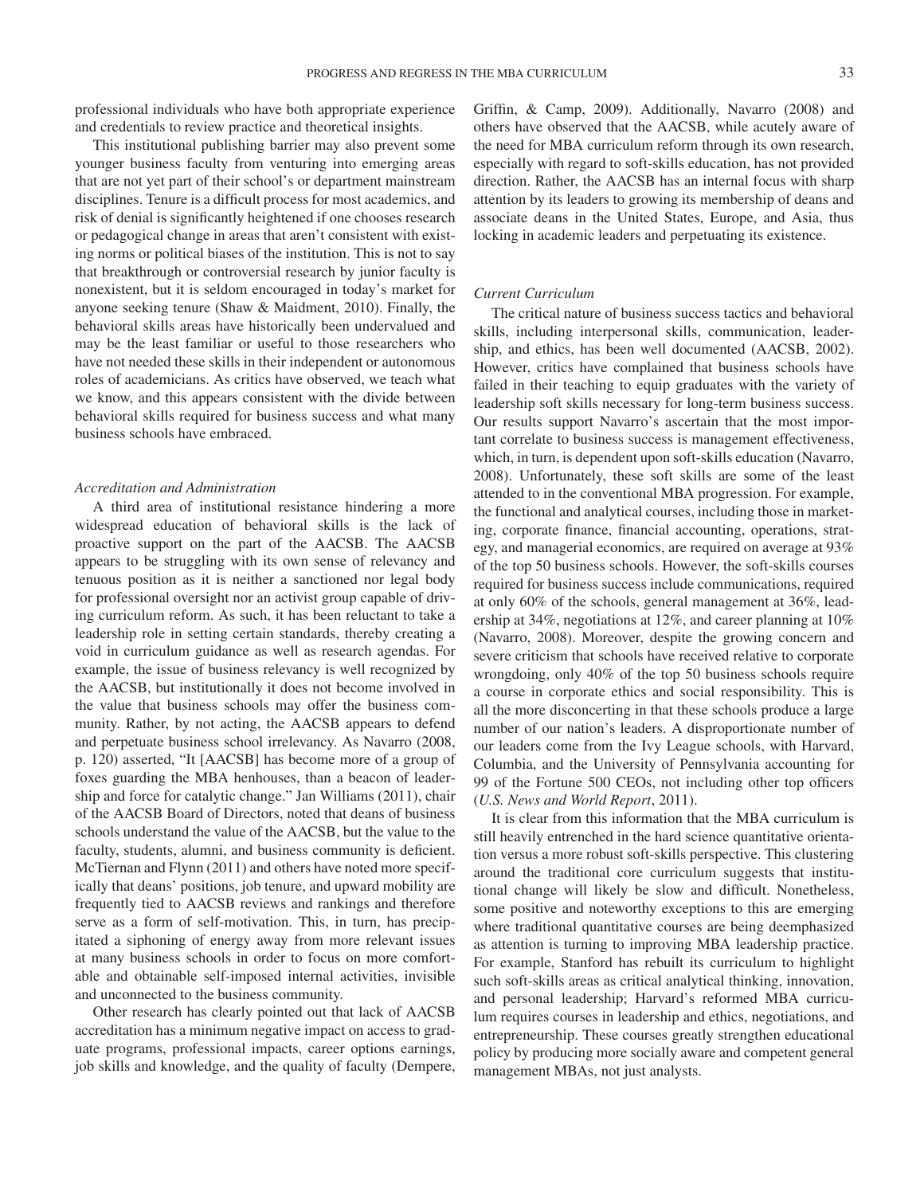professional individuals who have both appropriate experience and credentials to review practice and theoretical insights.

This institutional publishing barrier may also prevent some younger business faculty from venturing into emerging areas that are not yet part of their school's or department mainstream disciplines. Tenure is a difficult process for most academics, and risk of denial is significantly heightened if one chooses research or pedagogical change in areas that aren't consistent with existing norms or political biases of the institution. This is not to say that breakthrough or controversial research by junior faculty is nonexistent, but it is seldom encouraged in today's market for anyone seeking tenure (Shaw & Maidment, 2010). Finally, the behavioral skills areas have historically been undervalued and may be the least familiar or useful to those researchers who have not needed these skills in their independent or autonomous roles of academicians. As critics have observed, we teach what we know, and this appears consistent with the divide between behavioral skills required for business success and what many business schools have embraced.

### *Accreditation and Administration*

A third area of institutional resistance hindering a more widespread education of behavioral skills is the lack of proactive support on the part of the AACSB. The AACSB appears to be struggling with its own sense of relevancy and tenuous position as it is neither a sanctioned nor legal body for professional oversight nor an activist group capable of driving curriculum reform. As such, it has been reluctant to take a leadership role in setting certain standards, thereby creating a void in curriculum guidance as well as research agendas. For example, the issue of business relevancy is well recognized by the AACSB, but institutionally it does not become involved in the value that business schools may offer the business community. Rather, by not acting, the AACSB appears to defend and perpetuate business school irrelevancy. As Navarro (2008, p. 120) asserted, "It [AACSB] has become more of a group of foxes guarding the MBA henhouses, than a beacon of leadership and force for catalytic change." Jan Williams (2011), chair of the AACSB Board of Directors, noted that deans of business schools understand the value of the AACSB, but the value to the faculty, students, alumni, and business community is deficient. McTiernan and Flynn (2011) and others have noted more specifically that deans' positions, job tenure, and upward mobility are frequently tied to AACSB reviews and rankings and therefore serve as a form of self-motivation. This, in turn, has precipitated a siphoning of energy away from more relevant issues at many business schools in order to focus on more comfortable and obtainable self-imposed internal activities, invisible and unconnected to the business community.

Other research has clearly pointed out that lack of AACSB accreditation has a minimum negative impact on access to graduate programs, professional impacts, career options earnings, job skills and knowledge, and the quality of faculty (Dempere, Griffin, & Camp, 2009). Additionally, Navarro (2008) and others have observed that the AACSB, while acutely aware of the need for MBA curriculum reform through its own research, especially with regard to soft-skills education, has not provided direction. Rather, the AACSB has an internal focus with sharp attention by its leaders to growing its membership of deans and associate deans in the United States, Europe, and Asia, thus locking in academic leaders and perpetuating its existence.

### *Current Curriculum*

The critical nature of business success tactics and behavioral skills, including interpersonal skills, communication, leadership, and ethics, has been well documented (AACSB, 2002). However, critics have complained that business schools have failed in their teaching to equip graduates with the variety of leadership soft skills necessary for long-term business success. Our results support Navarro's ascertain that the most important correlate to business success is management effectiveness, which, in turn, is dependent upon soft-skills education (Navarro, 2008). Unfortunately, these soft skills are some of the least attended to in the conventional MBA progression. For example, the functional and analytical courses, including those in marketing, corporate finance, financial accounting, operations, strategy, and managerial economics, are required on average at 93% of the top 50 business schools. However, the soft-skills courses required for business success include communications, required at only 60% of the schools, general management at 36%, leadership at 34%, negotiations at 12%, and career planning at 10% (Navarro, 2008). Moreover, despite the growing concern and severe criticism that schools have received relative to corporate wrongdoing, only 40% of the top 50 business schools require a course in corporate ethics and social responsibility. This is all the more disconcerting in that these schools produce a large number of our nation's leaders. A disproportionate number of our leaders come from the Ivy League schools, with Harvard, Columbia, and the University of Pennsylvania accounting for 99 of the Fortune 500 CEOs, not including other top officers (*U.S. News and World Report*, 2011).

It is clear from this information that the MBA curriculum is still heavily entrenched in the hard science quantitative orientation versus a more robust soft-skills perspective. This clustering around the traditional core curriculum suggests that institutional change will likely be slow and difficult. Nonetheless, some positive and noteworthy exceptions to this are emerging where traditional quantitative courses are being deemphasized as attention is turning to improving MBA leadership practice. For example, Stanford has rebuilt its curriculum to highlight such soft-skills areas as critical analytical thinking, innovation, and personal leadership; Harvard's reformed MBA curriculum requires courses in leadership and ethics, negotiations, and entrepreneurship. These courses greatly strengthen educational policy by producing more socially aware and competent general management MBAs, not just analysts.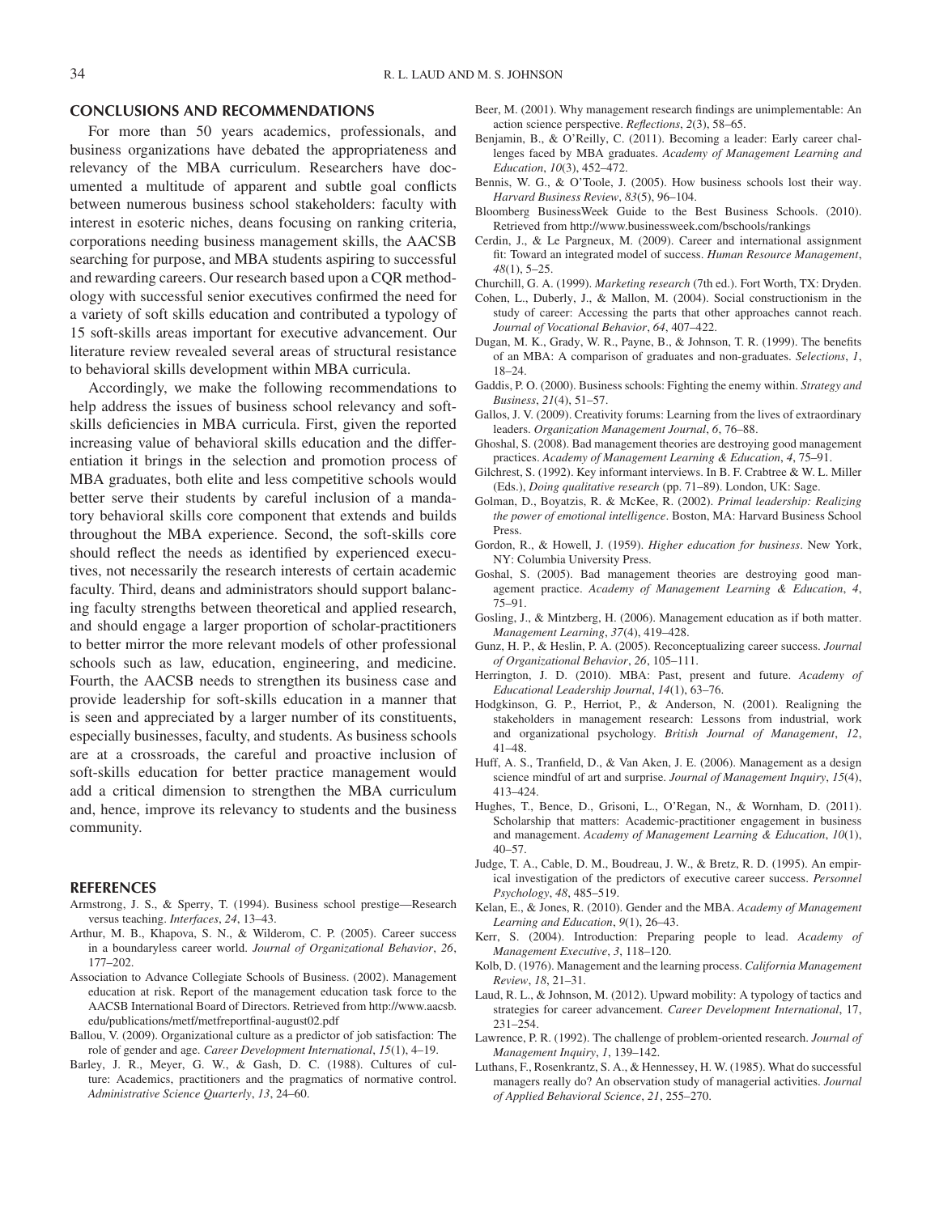## CONCLUSIONS AND RECOMMENDATIONS

For more than 50 years academics, professionals, and business organizations have debated the appropriateness and relevancy of the MBA curriculum. Researchers have documented a multitude of apparent and subtle goal conflicts between numerous business school stakeholders: faculty with interest in esoteric niches, deans focusing on ranking criteria, corporations needing business management skills, the AACSB searching for purpose, and MBA students aspiring to successful and rewarding careers. Our research based upon a CQR methodology with successful senior executives confirmed the need for a variety of soft skills education and contributed a typology of 15 soft-skills areas important for executive advancement. Our literature review revealed several areas of structural resistance to behavioral skills development within MBA curricula.

Accordingly, we make the following recommendations to help address the issues of business school relevancy and soft-skills deficiencies in MBA curricula. First, given the reported increasing value of behavioral skills education and the differentiation it brings in the selection and promotion process of MBA graduates, both elite and less competitive schools would better serve their students by careful inclusion of a mandatory behavioral skills core component that extends and builds throughout the MBA experience. Second, the soft-skills core should reflect the needs as identified by experienced executives, not necessarily the research interests of certain academic faculty. Third, deans and administrators should support balancing faculty strengths between theoretical and applied research, and should engage a larger proportion of scholar-practitioners to better mirror the more relevant models of other professional schools such as law, education, engineering, and medicine. Fourth, the AACSB needs to strengthen its business case and provide leadership for soft-skills education in a manner that is seen and appreciated by a larger number of its constituents, especially businesses, faculty, and students. As business schools are at a crossroads, the careful and proactive inclusion of soft-skills education for better practice management would add a critical dimension to strengthen the MBA curriculum and, hence, improve its relevancy to students and the business community.

## REFERENCES

Armstrong, J. S., & Sperry, T. (1994). Business school prestige—Research versus teaching. *Interfaces*, *24*, 13–43.

Arthur, M. B., Khapova, S. N., & Wilderom, C. P. (2005). Career success in a boundaryless career world. *Journal of Organizational Behavior*, *26*, 177–202.

Association to Advance Collegiate Schools of Business. (2002). Management education at risk. Report of the management education task force to the AACSB International Board of Directors. Retrieved from http://www.aacsb.edu/publications/metf/metfreportfinal-august02.pdf

Ballou, V. (2009). Organizational culture as a predictor of job satisfaction: The role of gender and age. *Career Development International*, *15*(1), 4–19.

Barley, J. R., Meyer, G. W., & Gash, D. C. (1988). Cultures of culture: Academics, practitioners and the pragmatics of normative control. *Administrative Science Quarterly*, *13*, 24–60.

Beer, M. (2001). Why management research findings are unimplementable: An action science perspective. *Reflections*, *2*(3), 58–65.

Benjamin, B., & O'Reilly, C. (2011). Becoming a leader: Early career challenges faced by MBA graduates. *Academy of Management Learning and Education*, *10*(3), 452–472.

Bennis, W. G., & O'Toole, J. (2005). How business schools lost their way. *Harvard Business Review*, *83*(5), 96–104.

Bloomberg BusinessWeek Guide to the Best Business Schools. (2010). Retrieved from http://www.businessweek.com/bschools/rankings

Cerdin, J., & Le Pargneux, M. (2009). Career and international assignment fit: Toward an integrated model of success. *Human Resource Management*, *48*(1), 5–25.

Churchill, G. A. (1999). *Marketing research* (7th ed.). Fort Worth, TX: Dryden.

Cohen, L., Duberly, J., & Mallon, M. (2004). Social constructionism in the study of career: Accessing the parts that other approaches cannot reach. *Journal of Vocational Behavior*, *64*, 407–422.

Dugan, M. K., Grady, W. R., Payne, B., & Johnson, T. R. (1999). The benefits of an MBA: A comparison of graduates and non-graduates. *Selections*, *1*, 18–24.

Gaddis, P. O. (2000). Business schools: Fighting the enemy within. *Strategy and Business*, *21*(4), 51–57.

Gallos, J. V. (2009). Creativity forums: Learning from the lives of extraordinary leaders. *Organization Management Journal*, *6*, 76–88.

Ghoshal, S. (2008). Bad management theories are destroying good management practices. *Academy of Management Learning & Education*, *4*, 75–91.

Gilchrest, S. (1992). Key informant interviews. In B. F. Crabtree & W. L. Miller (Eds.), *Doing qualitative research* (pp. 71–89). London, UK: Sage.

Golman, D., Boyatzis, R. & McKee, R. (2002). *Primal leadership: Realizing the power of emotional intelligence*. Boston, MA: Harvard Business School Press.

Gordon, R., & Howell, J. (1959). *Higher education for business*. New York, NY: Columbia University Press.

Goshal, S. (2005). Bad management theories are destroying good management practice. *Academy of Management Learning & Education*, *4*, 75–91.

Gosling, J., & Mintzberg, H. (2006). Management education as if both matter. *Management Learning*, *37*(4), 419–428.

Gunz, H. P., & Heslin, P. A. (2005). Reconceptualizing career success. *Journal of Organizational Behavior*, *26*, 105–111.

Herrington, J. D. (2010). MBA: Past, present and future. *Academy of Educational Leadership Journal*, *14*(1), 63–76.

Hodgkinson, G. P., Herriot, P., & Anderson, N. (2001). Realigning the stakeholders in management research: Lessons from industrial, work and organizational psychology. *British Journal of Management*, *12*, 41–48.

Huff, A. S., Tranfield, D., & Van Aken, J. E. (2006). Management as a design science mindful of art and surprise. *Journal of Management Inquiry*, *15*(4), 413–424.

Hughes, T., Bence, D., Grisoni, L., O'Regan, N., & Wornham, D. (2011). Scholarship that matters: Academic-practitioner engagement in business and management. *Academy of Management Learning & Education*, *10*(1), 40–57.

Judge, T. A., Cable, D. M., Boudreau, J. W., & Bretz, R. D. (1995). An empirical investigation of the predictors of executive career success. *Personnel Psychology*, *48*, 485–519.

Kelan, E., & Jones, R. (2010). Gender and the MBA. *Academy of Management Learning and Education*, *9*(1), 26–43.

Kerr, S. (2004). Introduction: Preparing people to lead. *Academy of Management Executive*, *3*, 118–120.

Kolb, D. (1976). Management and the learning process. *California Management Review*, *18*, 21–31.

Laud, R. L., & Johnson, M. (2012). Upward mobility: A typology of tactics and strategies for career advancement. *Career Development International*, 17, 231–254.

Lawrence, P. R. (1992). The challenge of problem-oriented research. *Journal of Management Inquiry*, *1*, 139–142.

Luthans, F., Rosenkrantz, S. A., & Hennessey, H. W. (1985). What do successful managers really do? An observation study of managerial activities. *Journal of Applied Behavioral Science*, *21*, 255–270.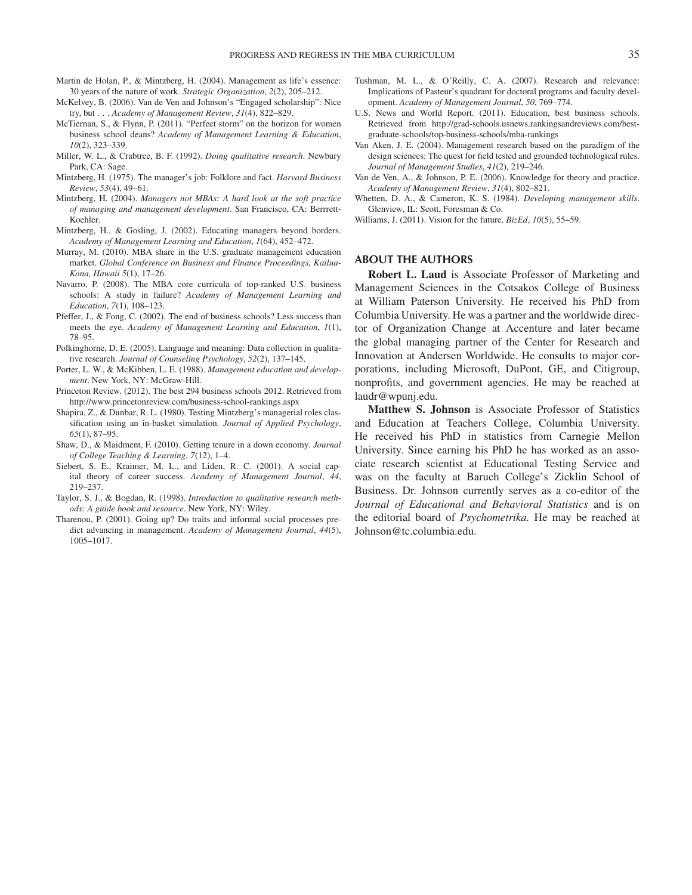Martin de Holan, P., & Mintzberg, H. (2004). Management as life's essence: 30 years of the nature of work. *Strategic Organization*, *2*(2), 205–212.

McKelvey, B. (2006). Van de Ven and Johnson's "Engaged scholarship": Nice try, but . . . *Academy of Management Review*, *31*(4), 822–829.

McTiernan, S., & Flynn, P. (2011). "Perfect storm" on the horizon for women business school deans? *Academy of Management Learning & Education*, *10*(2), 323–339.

Miller, W. L., & Crabtree, B. F. (1992). *Doing qualitative research*. Newbury Park, CA: Sage.

Mintzberg, H. (1975). The manager's job: Folklore and fact. *Harvard Business Review*, *53*(4), 49–61.

Mintzberg, H. (2004). *Managers not MBAs: A hard look at the soft practice of managing and management development*. San Francisco, CA: Berrrett-Koehler.

Mintzberg, H., & Gosling, J. (2002). Educating managers beyond borders. *Academy of Management Learning and Education*, *1*(64), 452–472.

Murray, M. (2010). MBA share in the U.S. graduate management education market. *Global Conference on Business and Finance Proceedings, Kailua-Kona, Hawaii 5*(1), 17–26.

Navarro, P. (2008). The MBA core curricula of top-ranked U.S. business schools: A study in failure? *Academy of Management Learning and Education*, *7*(1), 108–123.

Pfeffer, J., & Fong, C. (2002). The end of business schools? Less success than meets the eye. *Academy of Management Learning and Education*, *1*(1), 78–95.

Polkinghorne, D. E. (2005). Language and meaning: Data collection in qualitative research. *Journal of Counseling Psychology*, *52*(2), 137–145.

Porter, L. W., & McKibben, L. E. (1988). *Management education and development*. New York, NY: McGraw-Hill.

Princeton Review. (2012). The best 294 business schools 2012. Retrieved from http://www.princetonreview.com/business-school-rankings.aspx

Shapira, Z., & Dunbar, R. L. (1980). Testing Mintzberg's managerial roles classification using an in-basket simulation. *Journal of Applied Psychology*, *65*(1), 87–95.

Shaw, D., & Maidment, F. (2010). Getting tenure in a down economy. *Journal of College Teaching & Learning*, *7*(12), 1–4.

Siebert, S. E., Kraimer, M. L., and Liden, R. C. (2001). A social capital theory of career success. *Academy of Management Journal*, *44*, 219–237.

Taylor, S. J., & Bogdan, R. (1998). *Introduction to qualitative research methods: A guide book and resource*. New York, NY: Wiley.

Tharenou, P. (2001). Going up? Do traits and informal social processes predict advancing in management. *Academy of Management Journal*, *44*(5), 1005–1017.

Tushman, M. L., & O'Reilly, C. A. (2007). Research and relevance: Implications of Pasteur's quadrant for doctoral programs and faculty development. *Academy of Management Journal*, *50*, 769–774.

U.S. News and World Report. (2011). Education, best business schools. Retrieved from http://grad-schools.usnews.rankingsandreviews.com/best-graduate-schools/top-business-schools/mba-rankings

Van Aken, J. E. (2004). Management research based on the paradigm of the design sciences: The quest for field tested and grounded technological rules. *Journal of Management Studies*, *41*(2), 219–246.

Van de Ven, A., & Johnson, P. E. (2006). Knowledge for theory and practice. *Academy of Management Review*, *31*(4), 802–821.

Whetten, D. A., & Cameron, K. S. (1984). *Developing management skills*. Glenview, IL: Scott, Foresman & Co.

Williams, J. (2011). Vision for the future. *BizEd*, *10*(5), 55–59.

## ABOUT THE AUTHORS

**Robert L. Laud** is Associate Professor of Marketing and Management Sciences in the Cotsakos College of Business at William Paterson University. He received his PhD from Columbia University. He was a partner and the worldwide director of Organization Change at Accenture and later became the global managing partner of the Center for Research and Innovation at Andersen Worldwide. He consults to major corporations, including Microsoft, DuPont, GE, and Citigroup, nonprofits, and government agencies. He may be reached at laudr@wpunj.edu.

**Matthew S. Johnson** is Associate Professor of Statistics and Education at Teachers College, Columbia University. He received his PhD in statistics from Carnegie Mellon University. Since earning his PhD he has worked as an associate research scientist at Educational Testing Service and was on the faculty at Baruch College's Zicklin School of Business. Dr. Johnson currently serves as a co-editor of the *Journal of Educational and Behavioral Statistics* and is on the editorial board of *Psychometrika.* He may be reached at Johnson@tc.columbia.edu.